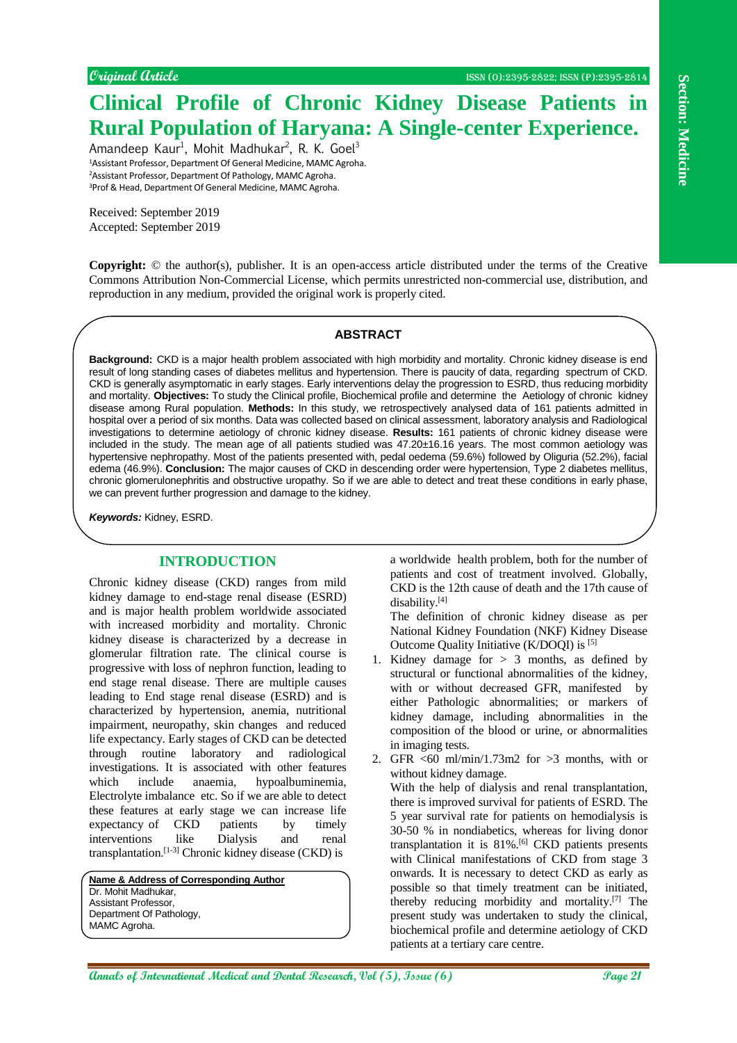Original Article

ISSN (O):2395-2822; ISSN (P):2395-2814

Section: Medicine

# Clinical Profile of Chronic Kidney Disease Patients in Rural Population of Haryana: A Single-center Experience.

Amandeep Kaur[1], Mohit Madhukar[2], R. K. Goel[3]

[1]Assistant Professor, Department Of General Medicine, MAMC Agroha.
[2]Assistant Professor, Department Of Pathology, MAMC Agroha.
[3]Prof & Head, Department Of General Medicine, MAMC Agroha.

Received: September 2019
Accepted: September 2019

**Copyright:** © the author(s), publisher. It is an open-access article distributed under the terms of the Creative Commons Attribution Non-Commercial License, which permits unrestricted non-commercial use, distribution, and reproduction in any medium, provided the original work is properly cited.

## ABSTRACT

**Background:** CKD is a major health problem associated with high morbidity and mortality. Chronic kidney disease is end result of long standing cases of diabetes mellitus and hypertension. There is paucity of data, regarding spectrum of CKD. CKD is generally asymptomatic in early stages. Early interventions delay the progression to ESRD, thus reducing morbidity and mortality. **Objectives:** To study the Clinical profile, Biochemical profile and determine the Aetiology of chronic kidney disease among Rural population. **Methods:** In this study, we retrospectively analysed data of 161 patients admitted in hospital over a period of six months. Data was collected based on clinical assessment, laboratory analysis and Radiological investigations to determine aetiology of chronic kidney disease. **Results:** 161 patients of chronic kidney disease were included in the study. The mean age of all patients studied was 47.20±16.16 years. The most common aetiology was hypertensive nephropathy. Most of the patients presented with, pedal oedema (59.6%) followed by Oliguria (52.2%), facial edema (46.9%). **Conclusion:** The major causes of CKD in descending order were hypertension, Type 2 diabetes mellitus, chronic glomerulonephritis and obstructive uropathy. So if we are able to detect and treat these conditions in early phase, we can prevent further progression and damage to the kidney.

***Keywords:*** Kidney, ESRD.

## INTRODUCTION

Chronic kidney disease (CKD) ranges from mild kidney damage to end-stage renal disease (ESRD) and is major health problem worldwide associated with increased morbidity and mortality. Chronic kidney disease is characterized by a decrease in glomerular filtration rate. The clinical course is progressive with loss of nephron function, leading to end stage renal disease. There are multiple causes leading to End stage renal disease (ESRD) and is characterized by hypertension, anemia, nutritional impairment, neuropathy, skin changes and reduced life expectancy. Early stages of CKD can be detected through routine laboratory and radiological investigations. It is associated with other features which include anaemia, hypoalbuminemia, Electrolyte imbalance etc. So if we are able to detect these features at early stage we can increase life expectancy of CKD patients by timely interventions like Dialysis and renal transplantation.[1-3] Chronic kidney disease (CKD) is a worldwide health problem, both for the number of patients and cost of treatment involved. Globally, CKD is the 12th cause of death and the 17th cause of disability.[4]

The definition of chronic kidney disease as per National Kidney Foundation (NKF) Kidney Disease Outcome Quality Initiative (K/DOQI) is [5]

1. Kidney damage for > 3 months, as defined by structural or functional abnormalities of the kidney, with or without decreased GFR, manifested by either Pathologic abnormalities; or markers of kidney damage, including abnormalities in the composition of the blood or urine, or abnormalities in imaging tests.
2. GFR <60 ml/min/1.73m2 for >3 months, with or without kidney damage.

With the help of dialysis and renal transplantation, there is improved survival for patients of ESRD. The 5 year survival rate for patients on hemodialysis is 30-50 % in nondiabetics, whereas for living donor transplantation it is 81%.[6] CKD patients presents with Clinical manifestations of CKD from stage 3 onwards. It is necessary to detect CKD as early as possible so that timely treatment can be initiated, thereby reducing morbidity and mortality.[7] The present study was undertaken to study the clinical, biochemical profile and determine aetiology of CKD patients at a tertiary care centre.

**Name & Address of Corresponding Author**
Dr. Mohit Madhukar,
Assistant Professor,
Department Of Pathology,
MAMC Agroha.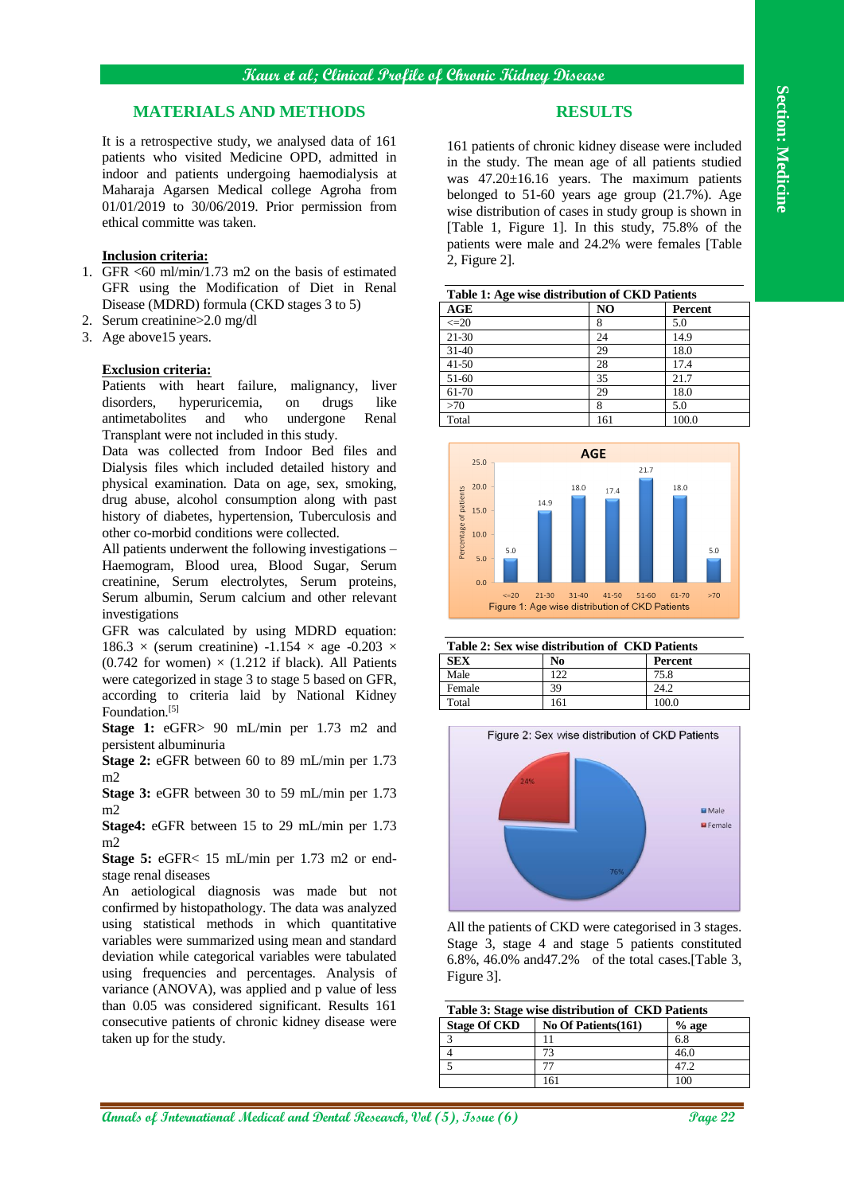## MATERIALS AND METHODS

It is a retrospective study, we analysed data of 161 patients who visited Medicine OPD, admitted in indoor and patients undergoing haemodialysis at Maharaja Agarsen Medical college Agroha from 01/01/2019 to 30/06/2019. Prior permission from ethical committe was taken.

**Inclusion criteria:**

1. GFR <60 ml/min/1.73 m2 on the basis of estimated GFR using the Modification of Diet in Renal Disease (MDRD) formula (CKD stages 3 to 5)
2. Serum creatinine>2.0 mg/dl
3. Age above15 years.

**Exclusion criteria:**

Patients with heart failure, malignancy, liver disorders, hyperuricemia, on drugs like antimetabolites and who undergone Renal Transplant were not included in this study.

Data was collected from Indoor Bed files and Dialysis files which included detailed history and physical examination. Data on age, sex, smoking, drug abuse, alcohol consumption along with past history of diabetes, hypertension, Tuberculosis and other co-morbid conditions were collected.

All patients underwent the following investigations – Haemogram, Blood urea, Blood Sugar, Serum creatinine, Serum electrolytes, Serum proteins, Serum albumin, Serum calcium and other relevant investigations

GFR was calculated by using MDRD equation: 186.3 × (serum creatinine) -1.154 × age -0.203 × (0.742 for women) × (1.212 if black). All Patients were categorized in stage 3 to stage 5 based on GFR, according to criteria laid by National Kidney Foundation.[5]

**Stage 1:** eGFR> 90 mL/min per 1.73 m2 and persistent albuminuria

**Stage 2:** eGFR between 60 to 89 mL/min per 1.73 m2

**Stage 3:** eGFR between 30 to 59 mL/min per 1.73 m2

**Stage4:** eGFR between 15 to 29 mL/min per 1.73 m2

**Stage 5:** eGFR< 15 mL/min per 1.73 m2 or end-stage renal diseases

An aetiological diagnosis was made but not confirmed by histopathology. The data was analyzed using statistical methods in which quantitative variables were summarized using mean and standard deviation while categorical variables were tabulated using frequencies and percentages. Analysis of variance (ANOVA), was applied and p value of less than 0.05 was considered significant. Results 161 consecutive patients of chronic kidney disease were taken up for the study.

## RESULTS

161 patients of chronic kidney disease were included in the study. The mean age of all patients studied was 47.20±16.16 years. The maximum patients belonged to 51-60 years age group (21.7%). Age wise distribution of cases in study group is shown in [Table 1, Figure 1]. In this study, 75.8% of the patients were male and 24.2% were females [Table 2, Figure 2].

**Table 1: Age wise distribution of CKD Patients**

| AGE | NO | Percent |
|---|---|---|
| <=20 | 8 | 5.0 |
| 21-30 | 24 | 14.9 |
| 31-40 | 29 | 18.0 |
| 41-50 | 28 | 17.4 |
| 51-60 | 35 | 21.7 |
| 61-70 | 29 | 18.0 |
| >70 | 8 | 5.0 |
| Total | 161 | 100.0 |

Figure 1: Age wise distribution of CKD Patients

**Table 2: Sex wise distribution of CKD Patients**

| SEX | No | Percent |
|---|---|---|
| Male | 122 | 75.8 |
| Female | 39 | 24.2 |
| Total | 161 | 100.0 |

Figure 2: Sex wise distribution of CKD Patients

All the patients of CKD were categorised in 3 stages. Stage 3, stage 4 and stage 5 patients constituted 6.8%, 46.0% and47.2% of the total cases.[Table 3, Figure 3].

**Table 3: Stage wise distribution of CKD Patients**

| Stage Of CKD | No Of Patients(161) | % age |
|---|---|---|
| 3 | 11 | 6.8 |
| 4 | 73 | 46.0 |
| 5 | 77 | 47.2 |
| | 161 | 100 |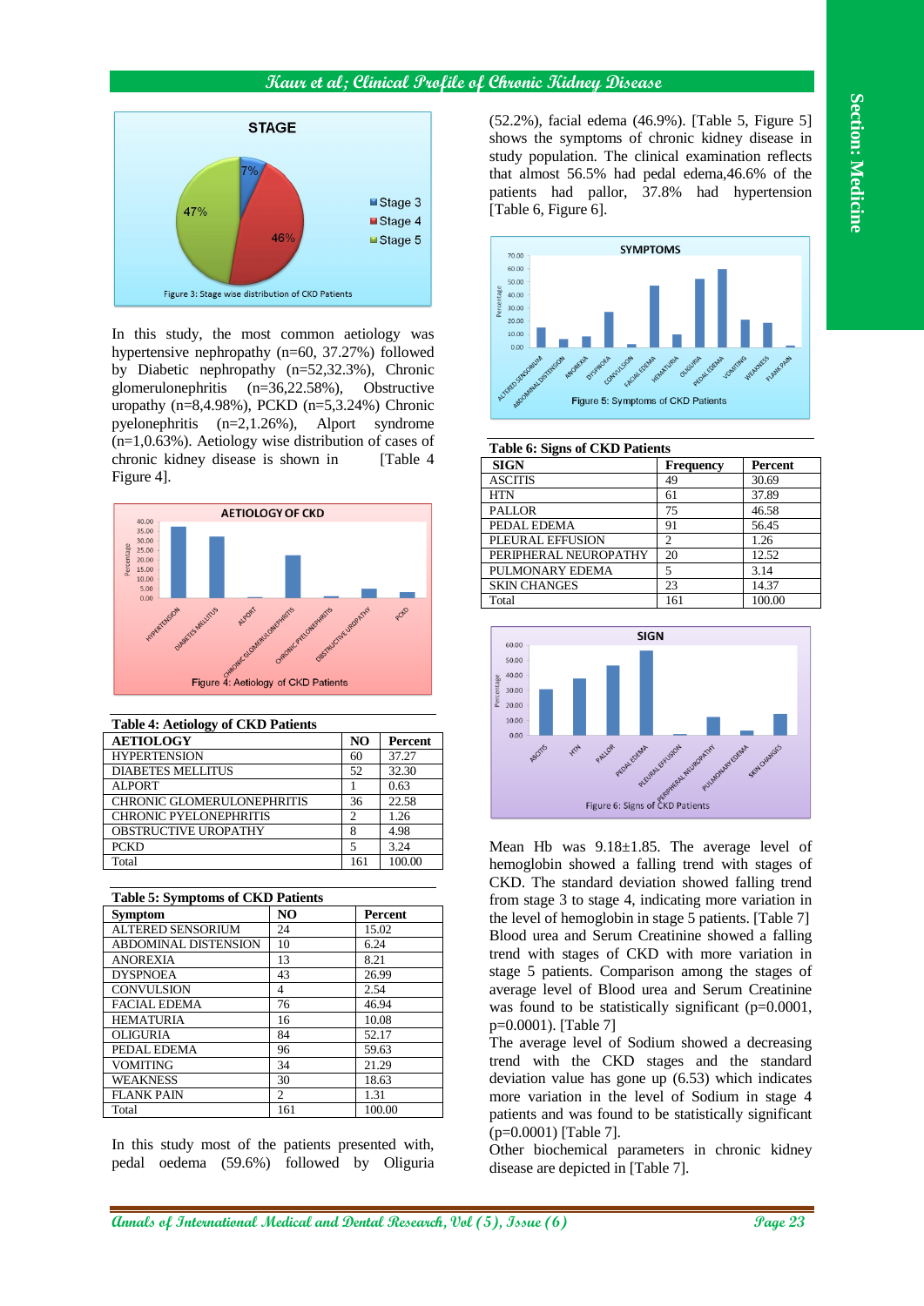Figure 3: Stage wise distribution of CKD Patients

In this study, the most common aetiology was hypertensive nephropathy (n=60, 37.27%) followed by Diabetic nephropathy (n=52,32.3%), Chronic glomerulonephritis (n=36,22.58%), Obstructive uropathy (n=8,4.98%), PCKD (n=5,3.24%) Chronic pyelonephritis (n=2,1.26%), Alport syndrome (n=1,0.63%). Aetiology wise distribution of cases of chronic kidney disease is shown in [Table 4 Figure 4].

Figure 4: Aetiology of CKD Patients

**Table 4: Aetiology of CKD Patients**

| AETIOLOGY | NO | Percent |
|---|---|---|
| HYPERTENSION | 60 | 37.27 |
| DIABETES MELLITUS | 52 | 32.30 |
| ALPORT | 1 | 0.63 |
| CHRONIC GLOMERULONEPHRITIS | 36 | 22.58 |
| CHRONIC PYELONEPHRITIS | 2 | 1.26 |
| OBSTRUCTIVE UROPATHY | 8 | 4.98 |
| PCKD | 5 | 3.24 |
| Total | 161 | 100.00 |

**Table 5: Symptoms of CKD Patients**

| Symptom | NO | Percent |
|---|---|---|
| ALTERED SENSORIUM | 24 | 15.02 |
| ABDOMINAL DISTENSION | 10 | 6.24 |
| ANOREXIA | 13 | 8.21 |
| DYSPNOEA | 43 | 26.99 |
| CONVULSION | 4 | 2.54 |
| FACIAL EDEMA | 76 | 46.94 |
| HEMATURIA | 16 | 10.08 |
| OLIGURIA | 84 | 52.17 |
| PEDAL EDEMA | 96 | 59.63 |
| VOMITING | 34 | 21.29 |
| WEAKNESS | 30 | 18.63 |
| FLANK PAIN | 2 | 1.31 |
| Total | 161 | 100.00 |

In this study most of the patients presented with, pedal oedema (59.6%) followed by Oliguria (52.2%), facial edema (46.9%). [Table 5, Figure 5] shows the symptoms of chronic kidney disease in study population. The clinical examination reflects that almost 56.5% had pedal edema,46.6% of the patients had pallor, 37.8% had hypertension [Table 6, Figure 6].

Figure 5: Symptoms of CKD Patients

**Table 6: Signs of CKD Patients**

| SIGN | Frequency | Percent |
|---|---|---|
| ASCITIS | 49 | 30.69 |
| HTN | 61 | 37.89 |
| PALLOR | 75 | 46.58 |
| PEDAL EDEMA | 91 | 56.45 |
| PLEURAL EFFUSION | 2 | 1.26 |
| PERIPHERAL NEUROPATHY | 20 | 12.52 |
| PULMONARY EDEMA | 5 | 3.14 |
| SKIN CHANGES | 23 | 14.37 |
| Total | 161 | 100.00 |

Figure 6: Signs of CKD Patients

Mean Hb was 9.18±1.85. The average level of hemoglobin showed a falling trend with stages of CKD. The standard deviation showed falling trend from stage 3 to stage 4, indicating more variation in the level of hemoglobin in stage 5 patients. [Table 7] Blood urea and Serum Creatinine showed a falling trend with stages of CKD with more variation in stage 5 patients. Comparison among the stages of average level of Blood urea and Serum Creatinine was found to be statistically significant (p=0.0001, p=0.0001). [Table 7]

The average level of Sodium showed a decreasing trend with the CKD stages and the standard deviation value has gone up (6.53) which indicates more variation in the level of Sodium in stage 4 patients and was found to be statistically significant (p=0.0001) [Table 7].

Other biochemical parameters in chronic kidney disease are depicted in [Table 7].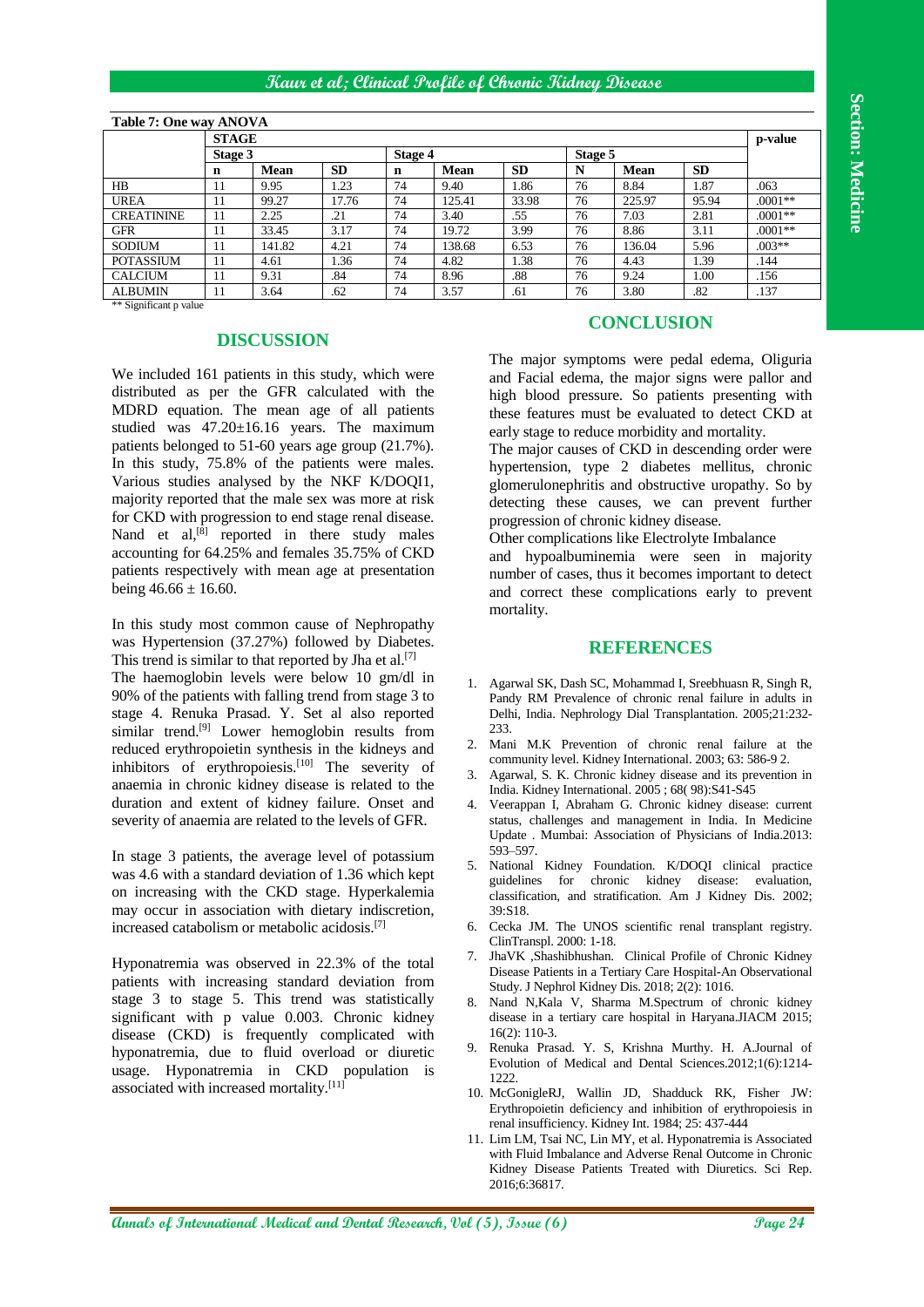**Table 7: One way ANOVA**

| | STAGE | | | | | | | | | p-value |
|---|---|---|---|---|---|---|---|---|---|---|
| | Stage 3 | | | Stage 4 | | | Stage 5 | | | |
| | n | Mean | SD | n | Mean | SD | N | Mean | SD | |
| HB | 11 | 9.95 | 1.23 | 74 | 9.40 | 1.86 | 76 | 8.84 | 1.87 | .063 |
| UREA | 11 | 99.27 | 17.76 | 74 | 125.41 | 33.98 | 76 | 225.97 | 95.94 | .0001** |
| CREATININE | 11 | 2.25 | .21 | 74 | 3.40 | .55 | 76 | 7.03 | 2.81 | .0001** |
| GFR | 11 | 33.45 | 3.17 | 74 | 19.72 | 3.99 | 76 | 8.86 | 3.11 | .0001** |
| SODIUM | 11 | 141.82 | 4.21 | 74 | 138.68 | 6.53 | 76 | 136.04 | 5.96 | .003** |
| POTASSIUM | 11 | 4.61 | 1.36 | 74 | 4.82 | 1.38 | 76 | 4.43 | 1.39 | .144 |
| CALCIUM | 11 | 9.31 | .84 | 74 | 8.96 | .88 | 76 | 9.24 | 1.00 | .156 |
| ALBUMIN | 11 | 3.64 | .62 | 74 | 3.57 | .61 | 76 | 3.80 | .82 | .137 |

** Significant p value

## DISCUSSION

We included 161 patients in this study, which were distributed as per the GFR calculated with the MDRD equation. The mean age of all patients studied was 47.20±16.16 years. The maximum patients belonged to 51-60 years age group (21.7%). In this study, 75.8% of the patients were males. Various studies analysed by the NKF K/DOQI1, majority reported that the male sex was more at risk for CKD with progression to end stage renal disease. Nand et al,[8] reported in there study males accounting for 64.25% and females 35.75% of CKD patients respectively with mean age at presentation being 46.66 ± 16.60.

In this study most common cause of Nephropathy was Hypertension (37.27%) followed by Diabetes. This trend is similar to that reported by Jha et al.[7]

The haemoglobin levels were below 10 gm/dl in 90% of the patients with falling trend from stage 3 to stage 4. Renuka Prasad. Y. Set al also reported similar trend.[9] Lower hemoglobin results from reduced erythropoietin synthesis in the kidneys and inhibitors of erythropoiesis.[10] The severity of anaemia in chronic kidney disease is related to the duration and extent of kidney failure. Onset and severity of anaemia are related to the levels of GFR.

In stage 3 patients, the average level of potassium was 4.6 with a standard deviation of 1.36 which kept on increasing with the CKD stage. Hyperkalemia may occur in association with dietary indiscretion, increased catabolism or metabolic acidosis.[7]

Hyponatremia was observed in 22.3% of the total patients with increasing standard deviation from stage 3 to stage 5. This trend was statistically significant with p value 0.003. Chronic kidney disease (CKD) is frequently complicated with hyponatremia, due to fluid overload or diuretic usage. Hyponatremia in CKD population is associated with increased mortality.[11]

## CONCLUSION

The major symptoms were pedal edema, Oliguria and Facial edema, the major signs were pallor and high blood pressure. So patients presenting with these features must be evaluated to detect CKD at early stage to reduce morbidity and mortality.

The major causes of CKD in descending order were hypertension, type 2 diabetes mellitus, chronic glomerulonephritis and obstructive uropathy. So by detecting these causes, we can prevent further progression of chronic kidney disease.

Other complications like Electrolyte Imbalance and hypoalbuminemia were seen in majority number of cases, thus it becomes important to detect and correct these complications early to prevent mortality.

## REFERENCES

1. Agarwal SK, Dash SC, Mohammad I, Sreebhuasn R, Singh R, Pandy RM Prevalence of chronic renal failure in adults in Delhi, India. Nephrology Dial Transplantation. 2005;21:232-233.
2. Mani M.K Prevention of chronic renal failure at the community level. Kidney International. 2003; 63: 586-9 2.
3. Agarwal, S. K. Chronic kidney disease and its prevention in India. Kidney International. 2005 ; 68( 98):S41-S45
4. Veerappan I, Abraham G. Chronic kidney disease: current status, challenges and management in India. In Medicine Update . Mumbai: Association of Physicians of India.2013: 593–597.
5. National Kidney Foundation. K/DOQI clinical practice guidelines for chronic kidney disease: evaluation, classification, and stratification. Am J Kidney Dis. 2002; 39:S18.
6. Cecka JM. The UNOS scientific renal transplant registry. ClinTranspl. 2000: 1-18.
7. JhaVK ,Shashibhushan. Clinical Profile of Chronic Kidney Disease Patients in a Tertiary Care Hospital-An Observational Study. J Nephrol Kidney Dis. 2018; 2(2): 1016.
8. Nand N,Kala V, Sharma M.Spectrum of chronic kidney disease in a tertiary care hospital in Haryana.JIACM 2015; 16(2): 110-3.
9. Renuka Prasad. Y. S, Krishna Murthy. H. A.Journal of Evolution of Medical and Dental Sciences.2012;1(6):1214-1222.
10. McGonigleRJ, Wallin JD, Shadduck RK, Fisher JW: Erythropoietin deficiency and inhibition of erythropoiesis in renal insufficiency. Kidney Int. 1984; 25: 437-444
11. Lim LM, Tsai NC, Lin MY, et al. Hyponatremia is Associated with Fluid Imbalance and Adverse Renal Outcome in Chronic Kidney Disease Patients Treated with Diuretics. Sci Rep. 2016;6:36817.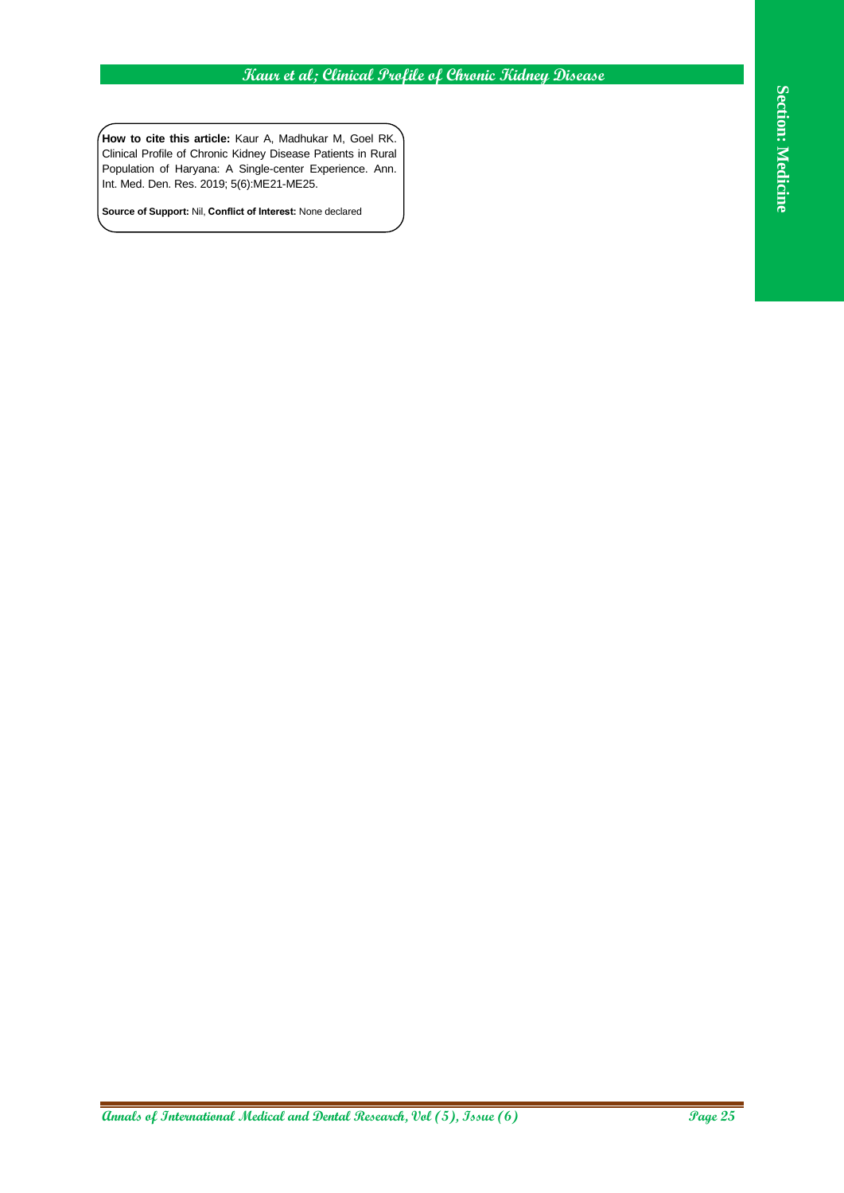**How to cite this article:** Kaur A, Madhukar M, Goel RK. Clinical Profile of Chronic Kidney Disease Patients in Rural Population of Haryana: A Single-center Experience. Ann. Int. Med. Den. Res. 2019; 5(6):ME21-ME25.

**Source of Support:** Nil, **Conflict of Interest:** None declared